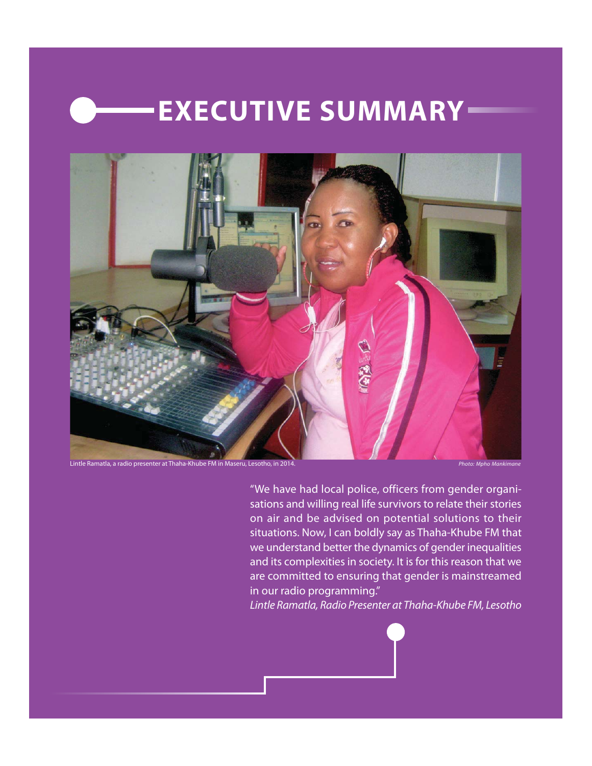# EXECUTIVE SUMMARY

Lintle Ramatla, a radio presenter at Thaha-Khube FM in Maseru, Lesotho, in 2014. *Photo: Mpho Mankimane*

"We have had local police, officers from gender organisations and willing real life survivors to relate their stories on air and be advised on potential solutions to their situations. Now, I can boldly say as Thaha-Khube FM that we understand better the dynamics of gender inequalities and its complexities in society. It is for this reason that we are committed to ensuring that gender is mainstreamed in our radio programming."

*Lintle Ramatla, Radio Presenter at Thaha-Khube FM, Lesotho*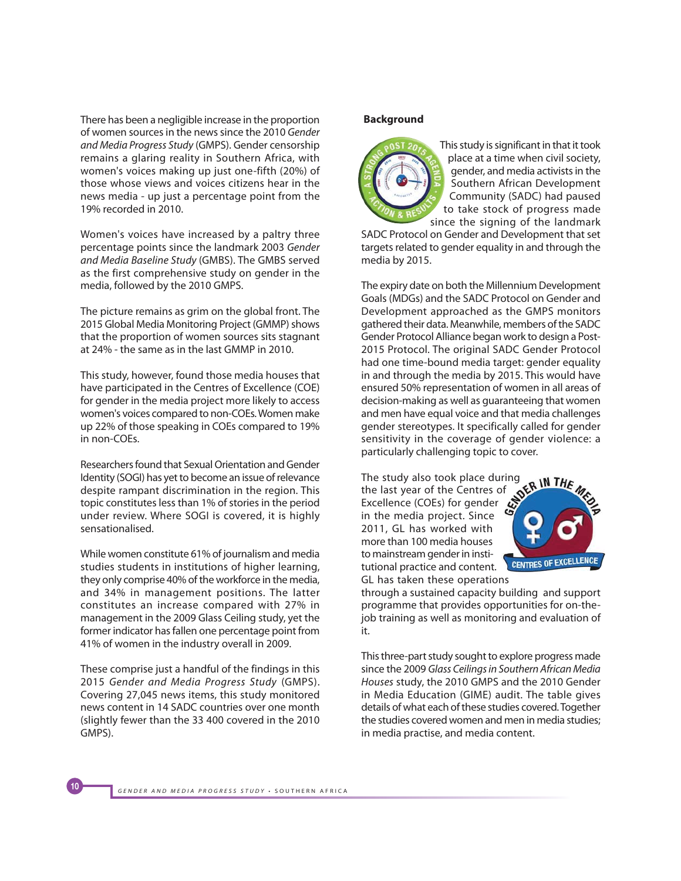There has been a negligible increase in the proportion of women sources in the news since the 2010 *Gender and Media Progress Study* (GMPS). Gender censorship remains a glaring reality in Southern Africa, with women's voices making up just one-fifth (20%) of those whose views and voices citizens hear in the news media - up just a percentage point from the 19% recorded in 2010.

Women's voices have increased by a paltry three percentage points since the landmark 2003 *Gender and Media Baseline Study* (GMBS). The GMBS served as the first comprehensive study on gender in the media, followed by the 2010 GMPS.

The picture remains as grim on the global front. The 2015 Global Media Monitoring Project (GMMP) shows that the proportion of women sources sits stagnant at 24% - the same as in the last GMMP in 2010.

This study, however, found those media houses that have participated in the Centres of Excellence (COE) for gender in the media project more likely to access women's voices compared to non-COEs. Women make up 22% of those speaking in COEs compared to 19% in non-COEs.

Researchers found that Sexual Orientation and Gender Identity (SOGI) has yet to become an issue of relevance despite rampant discrimination in the region. This topic constitutes less than 1% of stories in the period under review. Where SOGI is covered, it is highly sensationalised.

While women constitute 61% of journalism and media studies students in institutions of higher learning, they only comprise 40% of the workforce in the media, and 34% in management positions. The latter constitutes an increase compared with 27% in management in the 2009 Glass Ceiling study, yet the former indicator has fallen one percentage point from 41% of women in the industry overall in 2009.

These comprise just a handful of the findings in this 2015 *Gender and Media Progress Study* (GMPS). Covering 27,045 news items, this study monitored news content in 14 SADC countries over one month (slightly fewer than the 33 400 covered in the 2010 GMPS).

**Background**

This study is significant in that it took place at a time when civil society, gender, and media activists in the Southern African Development Community (SADC) had paused to take stock of progress made since the signing of the landmark SADC Protocol on Gender and Development that set targets related to gender equality in and through the media by 2015.

The expiry date on both the Millennium Development Goals (MDGs) and the SADC Protocol on Gender and Development approached as the GMPS monitors gathered their data. Meanwhile, members of the SADC Gender Protocol Alliance began work to design a Post-2015 Protocol. The original SADC Gender Protocol had one time-bound media target: gender equality in and through the media by 2015. This would have ensured 50% representation of women in all areas of decision-making as well as guaranteeing that women and men have equal voice and that media challenges gender stereotypes. It specifically called for gender sensitivity in the coverage of gender violence: a particularly challenging topic to cover.

The study also took place during the last year of the Centres of Excellence (COEs) for gender in the media project. Since 2011, GL has worked with more than 100 media houses to mainstream gender in institutional practice and content. GL has taken these operations through a sustained capacity building and support programme that provides opportunities for on-the-job training as well as monitoring and evaluation of it.

This three-part study sought to explore progress made since the 2009 *Glass Ceilings in Southern African Media Houses* study, the 2010 GMPS and the 2010 Gender in Media Education (GIME) audit. The table gives details of what each of these studies covered. Together the studies covered women and men in media studies; in media practise, and media content.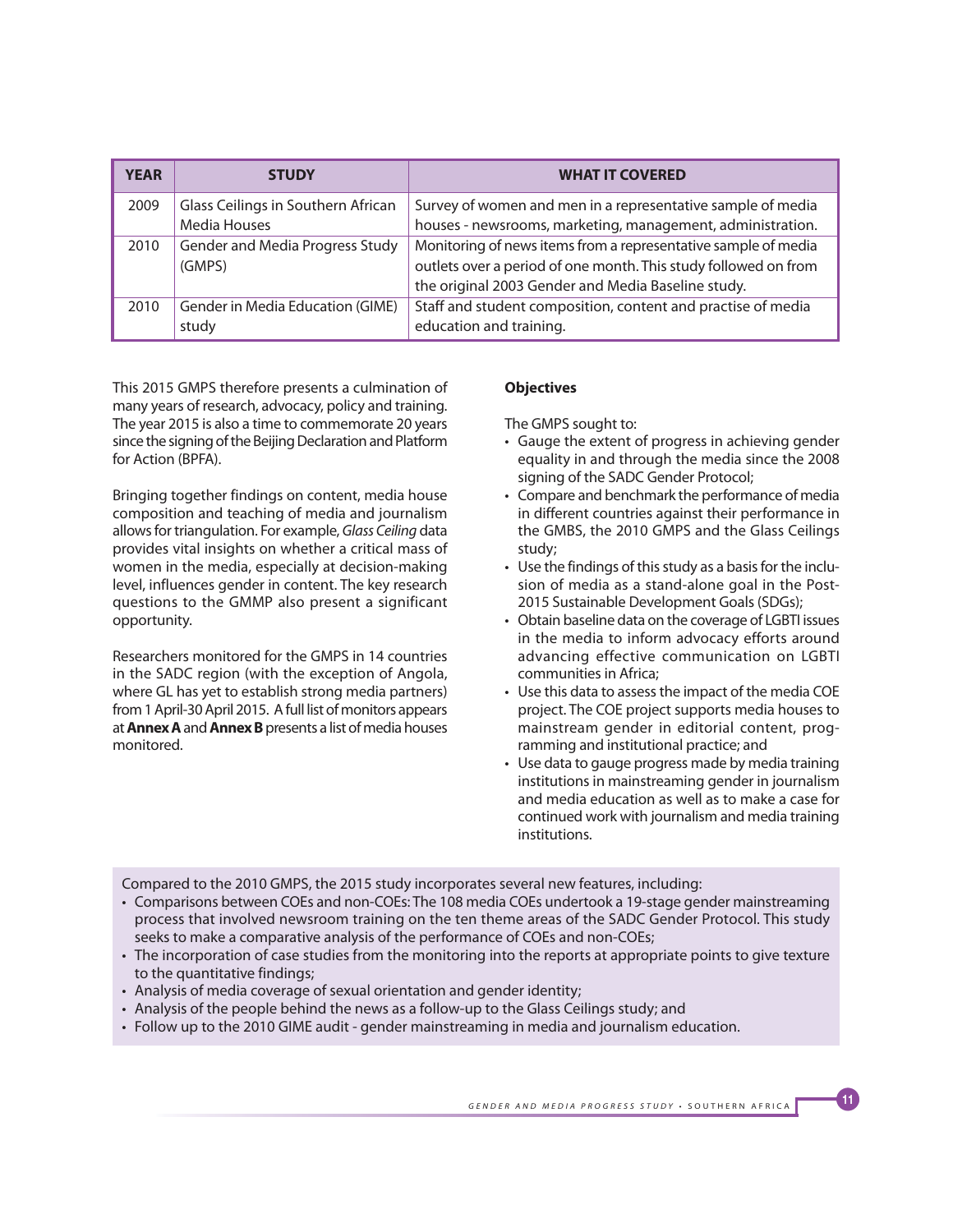| YEAR | STUDY | WHAT IT COVERED |
|---|---|---|
| 2009 | Glass Ceilings in Southern African Media Houses | Survey of women and men in a representative sample of media houses - newsrooms, marketing, management, administration. |
| 2010 | Gender and Media Progress Study (GMPS) | Monitoring of news items from a representative sample of media outlets over a period of one month. This study followed on from the original 2003 Gender and Media Baseline study. |
| 2010 | Gender in Media Education (GIME) study | Staff and student composition, content and practise of media education and training. |

This 2015 GMPS therefore presents a culmination of many years of research, advocacy, policy and training. The year 2015 is also a time to commemorate 20 years since the signing of the Beijing Declaration and Platform for Action (BPFA).

Bringing together findings on content, media house composition and teaching of media and journalism allows for triangulation. For example, *Glass Ceiling* data provides vital insights on whether a critical mass of women in the media, especially at decision-making level, influences gender in content. The key research questions to the GMMP also present a significant opportunity.

Researchers monitored for the GMPS in 14 countries in the SADC region (with the exception of Angola, where GL has yet to establish strong media partners) from 1 April-30 April 2015. A full list of monitors appears at **Annex A** and **Annex B** presents a list of media houses monitored.

**Objectives**

The GMPS sought to:

- Gauge the extent of progress in achieving gender equality in and through the media since the 2008 signing of the SADC Gender Protocol;
- Compare and benchmark the performance of media in different countries against their performance in the GMBS, the 2010 GMPS and the Glass Ceilings study;
- Use the findings of this study as a basis for the inclusion of media as a stand-alone goal in the Post-2015 Sustainable Development Goals (SDGs);
- Obtain baseline data on the coverage of LGBTI issues in the media to inform advocacy efforts around advancing effective communication on LGBTI communities in Africa;
- Use this data to assess the impact of the media COE project. The COE project supports media houses to mainstream gender in editorial content, programming and institutional practice; and
- Use data to gauge progress made by media training institutions in mainstreaming gender in journalism and media education as well as to make a case for continued work with journalism and media training institutions.

Compared to the 2010 GMPS, the 2015 study incorporates several new features, including:

- Comparisons between COEs and non-COEs: The 108 media COEs undertook a 19-stage gender mainstreaming process that involved newsroom training on the ten theme areas of the SADC Gender Protocol. This study seeks to make a comparative analysis of the performance of COEs and non-COEs;
- The incorporation of case studies from the monitoring into the reports at appropriate points to give texture to the quantitative findings;
- Analysis of media coverage of sexual orientation and gender identity;
- Analysis of the people behind the news as a follow-up to the Glass Ceilings study; and
- Follow up to the 2010 GIME audit - gender mainstreaming in media and journalism education.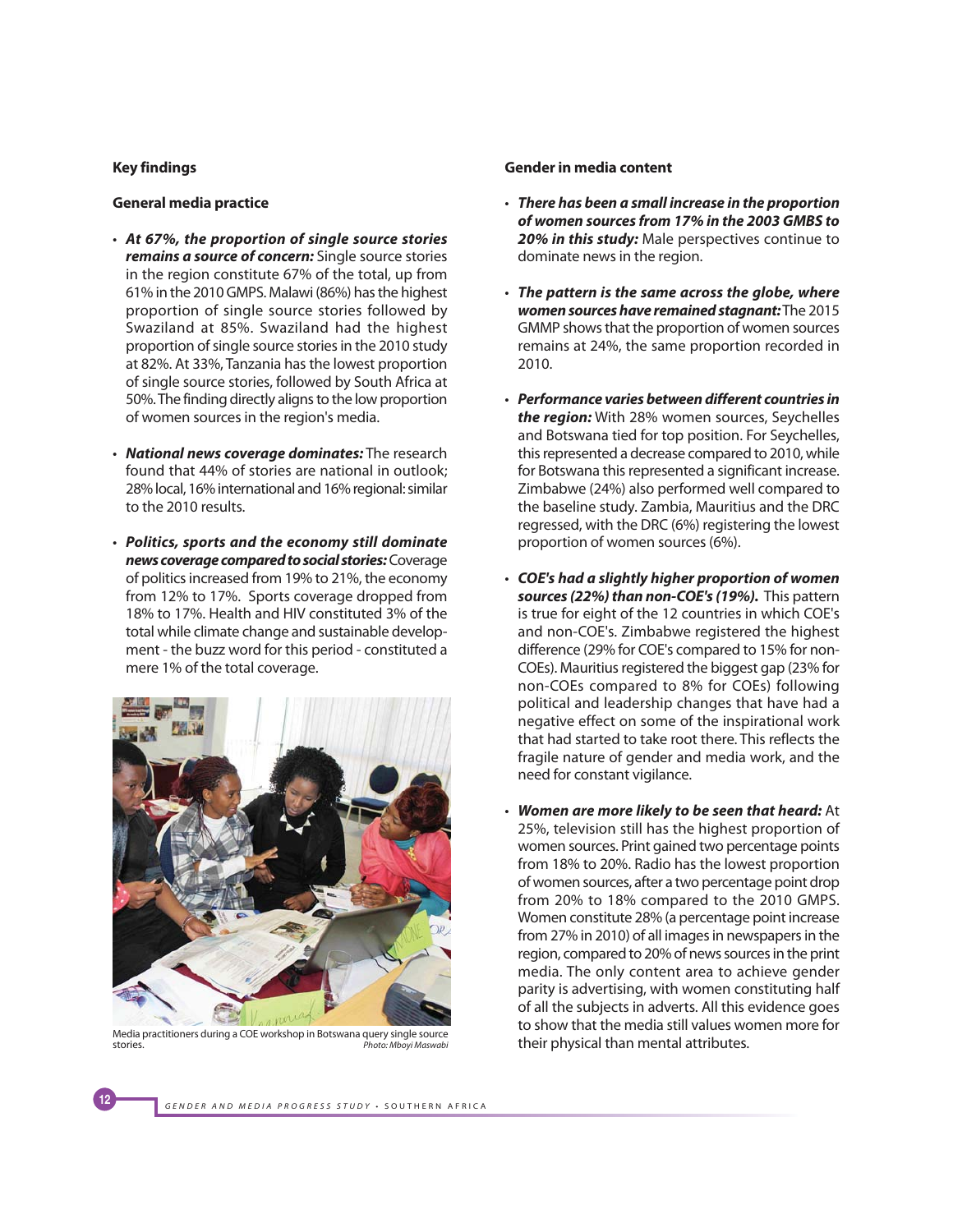## Key findings

### General media practice

- ***At 67%, the proportion of single source stories remains a source of concern:*** Single source stories in the region constitute 67% of the total, up from 61% in the 2010 GMPS. Malawi (86%) has the highest proportion of single source stories followed by Swaziland at 85%. Swaziland had the highest proportion of single source stories in the 2010 study at 82%. At 33%, Tanzania has the lowest proportion of single source stories, followed by South Africa at 50%. The finding directly aligns to the low proportion of women sources in the region's media.

- ***National news coverage dominates:*** The research found that 44% of stories are national in outlook; 28% local, 16% international and 16% regional: similar to the 2010 results.

- ***Politics, sports and the economy still dominate news coverage compared to social stories:*** Coverage of politics increased from 19% to 21%, the economy from 12% to 17%. Sports coverage dropped from 18% to 17%. Health and HIV constituted 3% of the total while climate change and sustainable development - the buzz word for this period - constituted a mere 1% of the total coverage.

Media practitioners during a COE workshop in Botswana query single source stories. *Photo: Mboyi Maswabi*

### Gender in media content

- ***There has been a small increase in the proportion of women sources from 17% in the 2003 GMBS to 20% in this study:*** Male perspectives continue to dominate news in the region.

- ***The pattern is the same across the globe, where women sources have remained stagnant:*** The 2015 GMMP shows that the proportion of women sources remains at 24%, the same proportion recorded in 2010.

- ***Performance varies between different countries in the region:*** With 28% women sources, Seychelles and Botswana tied for top position. For Seychelles, this represented a decrease compared to 2010, while for Botswana this represented a significant increase. Zimbabwe (24%) also performed well compared to the baseline study. Zambia, Mauritius and the DRC regressed, with the DRC (6%) registering the lowest proportion of women sources (6%).

- ***COE's had a slightly higher proportion of women sources (22%) than non-COE's (19%).*** This pattern is true for eight of the 12 countries in which COE's and non-COE's. Zimbabwe registered the highest difference (29% for COE's compared to 15% for non-COEs). Mauritius registered the biggest gap (23% for non-COEs compared to 8% for COEs) following political and leadership changes that have had a negative effect on some of the inspirational work that had started to take root there. This reflects the fragile nature of gender and media work, and the need for constant vigilance.

- ***Women are more likely to be seen that heard:*** At 25%, television still has the highest proportion of women sources. Print gained two percentage points from 18% to 20%. Radio has the lowest proportion of women sources, after a two percentage point drop from 20% to 18% compared to the 2010 GMPS. Women constitute 28% (a percentage point increase from 27% in 2010) of all images in newspapers in the region, compared to 20% of news sources in the print media. The only content area to achieve gender parity is advertising, with women constituting half of all the subjects in adverts. All this evidence goes to show that the media still values women more for their physical than mental attributes.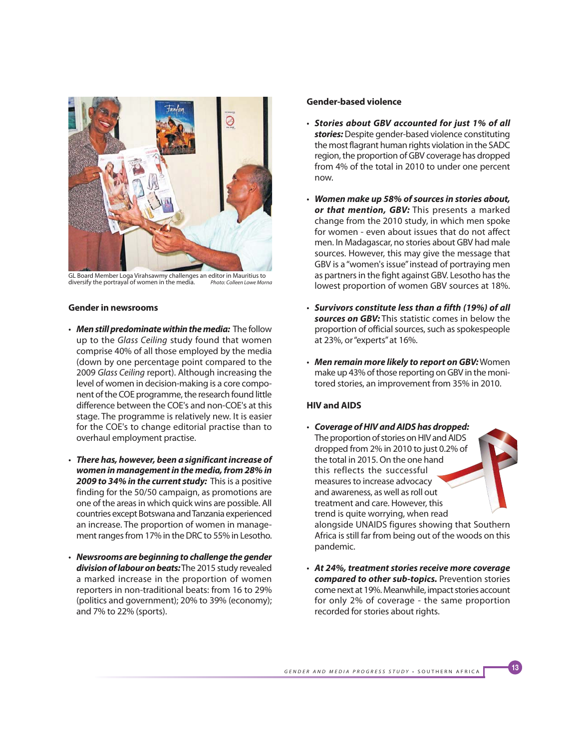GL Board Member Loga Virahsawmy challenges an editor in Mauritius to diversify the portrayal of women in the media. *Photo: Colleen Lowe Morna*

### Gender in newsrooms

- ***Men still predominate within the media:*** The follow up to the *Glass Ceiling* study found that women comprise 40% of all those employed by the media (down by one percentage point compared to the 2009 *Glass Ceiling* report). Although increasing the level of women in decision-making is a core component of the COE programme, the research found little difference between the COE's and non-COE's at this stage. The programme is relatively new. It is easier for the COE's to change editorial practise than to overhaul employment practise.

- ***There has, however, been a significant increase of women in management in the media, from 28% in 2009 to 34% in the current study:*** This is a positive finding for the 50/50 campaign, as promotions are one of the areas in which quick wins are possible. All countries except Botswana and Tanzania experienced an increase. The proportion of women in management ranges from 17% in the DRC to 55% in Lesotho.

- ***Newsrooms are beginning to challenge the gender division of labour on beats:*** The 2015 study revealed a marked increase in the proportion of women reporters in non-traditional beats: from 16 to 29% (politics and government); 20% to 39% (economy); and 7% to 22% (sports).

### Gender-based violence

- ***Stories about GBV accounted for just 1% of all stories:*** Despite gender-based violence constituting the most flagrant human rights violation in the SADC region, the proportion of GBV coverage has dropped from 4% of the total in 2010 to under one percent now.

- ***Women make up 58% of sources in stories about, or that mention, GBV:*** This presents a marked change from the 2010 study, in which men spoke for women - even about issues that do not affect men. In Madagascar, no stories about GBV had male sources. However, this may give the message that GBV is a "women's issue" instead of portraying men as partners in the fight against GBV. Lesotho has the lowest proportion of women GBV sources at 18%.

- ***Survivors constitute less than a fifth (19%) of all sources on GBV:*** This statistic comes in below the proportion of official sources, such as spokespeople at 23%, or "experts" at 16%.

- ***Men remain more likely to report on GBV:*** Women make up 43% of those reporting on GBV in the monitored stories, an improvement from 35% in 2010.

### HIV and AIDS

- ***Coverage of HIV and AIDS has dropped:*** The proportion of stories on HIV and AIDS dropped from 2% in 2010 to just 0.2% of the total in 2015. On the one hand this reflects the successful measures to increase advocacy and awareness, as well as roll out treatment and care. However, this trend is quite worrying, when read alongside UNAIDS figures showing that Southern Africa is still far from being out of the woods on this pandemic.

- ***At 24%, treatment stories receive more coverage compared to other sub-topics.*** Prevention stories come next at 19%. Meanwhile, impact stories account for only 2% of coverage - the same proportion recorded for stories about rights.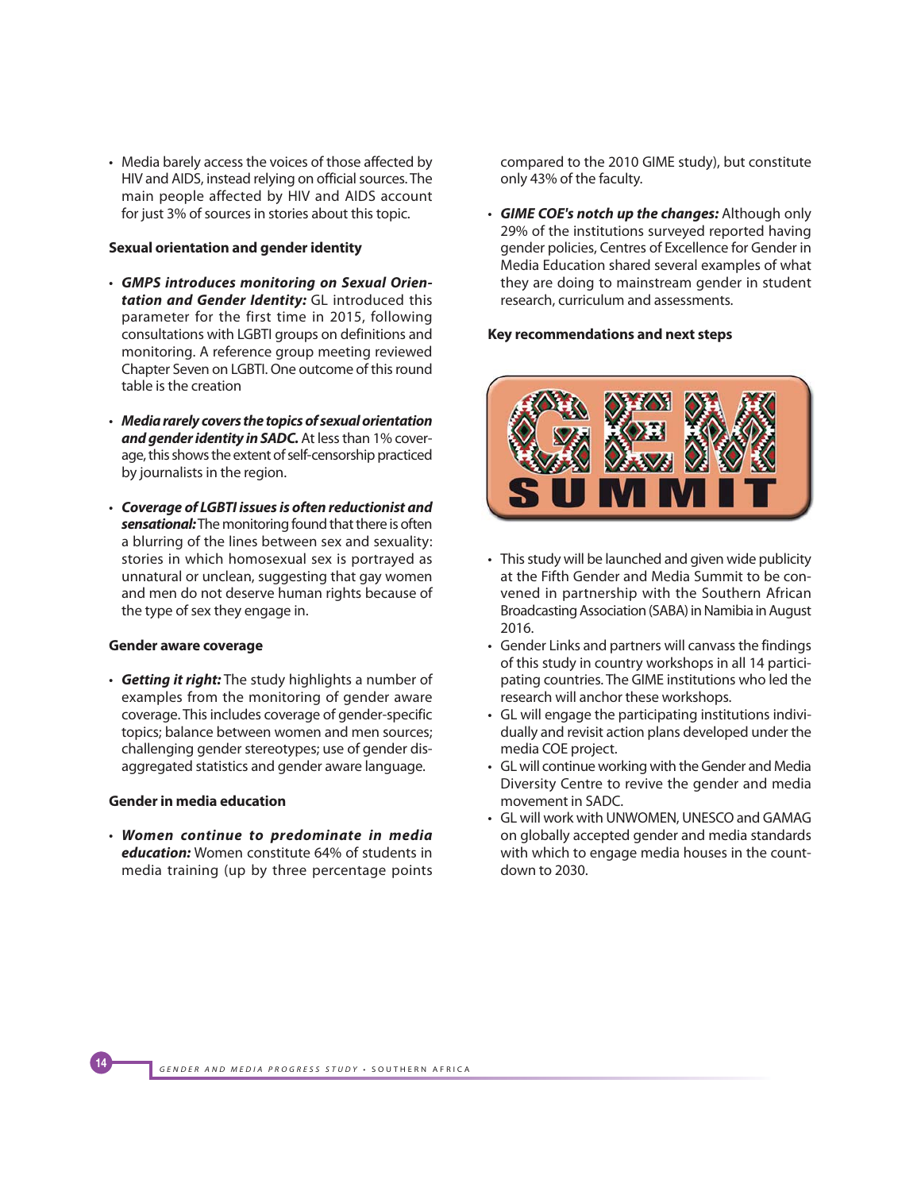- Media barely access the voices of those affected by HIV and AIDS, instead relying on official sources. The main people affected by HIV and AIDS account for just 3% of sources in stories about this topic.

**Sexual orientation and gender identity**

- ***GMPS introduces monitoring on Sexual Orientation and Gender Identity:*** GL introduced this parameter for the first time in 2015, following consultations with LGBTI groups on definitions and monitoring. A reference group meeting reviewed Chapter Seven on LGBTI. One outcome of this round table is the creation

- ***Media rarely covers the topics of sexual orientation and gender identity in SADC.*** At less than 1% coverage, this shows the extent of self-censorship practiced by journalists in the region.

- ***Coverage of LGBTI issues is often reductionist and sensational:*** The monitoring found that there is often a blurring of the lines between sex and sexuality: stories in which homosexual sex is portrayed as unnatural or unclean, suggesting that gay women and men do not deserve human rights because of the type of sex they engage in.

**Gender aware coverage**

- ***Getting it right:*** The study highlights a number of examples from the monitoring of gender aware coverage. This includes coverage of gender-specific topics; balance between women and men sources; challenging gender stereotypes; use of gender disaggregated statistics and gender aware language.

**Gender in media education**

- ***Women continue to predominate in media education:*** Women constitute 64% of students in media training (up by three percentage points compared to the 2010 GIME study), but constitute only 43% of the faculty.

- ***GIME COE's notch up the changes:*** Although only 29% of the institutions surveyed reported having gender policies, Centres of Excellence for Gender in Media Education shared several examples of what they are doing to mainstream gender in student research, curriculum and assessments.

**Key recommendations and next steps**

GEM SUMMIT

- This study will be launched and given wide publicity at the Fifth Gender and Media Summit to be convened in partnership with the Southern African Broadcasting Association (SABA) in Namibia in August 2016.
- Gender Links and partners will canvass the findings of this study in country workshops in all 14 participating countries. The GIME institutions who led the research will anchor these workshops.
- GL will engage the participating institutions individually and revisit action plans developed under the media COE project.
- GL will continue working with the Gender and Media Diversity Centre to revive the gender and media movement in SADC.
- GL will work with UNWOMEN, UNESCO and GAMAG on globally accepted gender and media standards with which to engage media houses in the countdown to 2030.